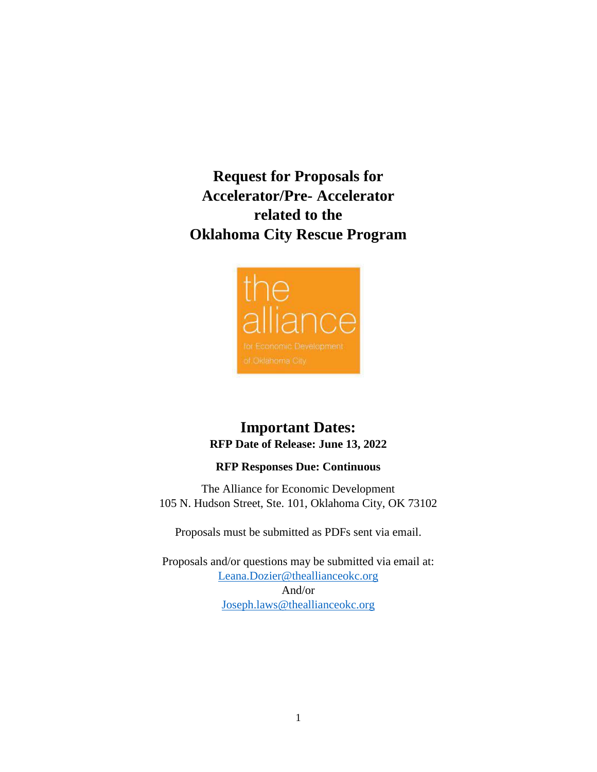# Request for Proposals for Accelerator/Pre- Accelerator related to the Oklahoma City Rescue Program

the alliance

for Economic Development of Oklahoma City

## Important Dates:

**RFP Date of Release: June 13, 2022**

**RFP Responses Due: Continuous**

The Alliance for Economic Development
105 N. Hudson Street, Ste. 101, Oklahoma City, OK 73102

Proposals must be submitted as PDFs sent via email.

Proposals and/or questions may be submitted via email at:
Leana.Dozier@thealllianceokc.org
And/or
Joseph.laws@thealllianceokc.org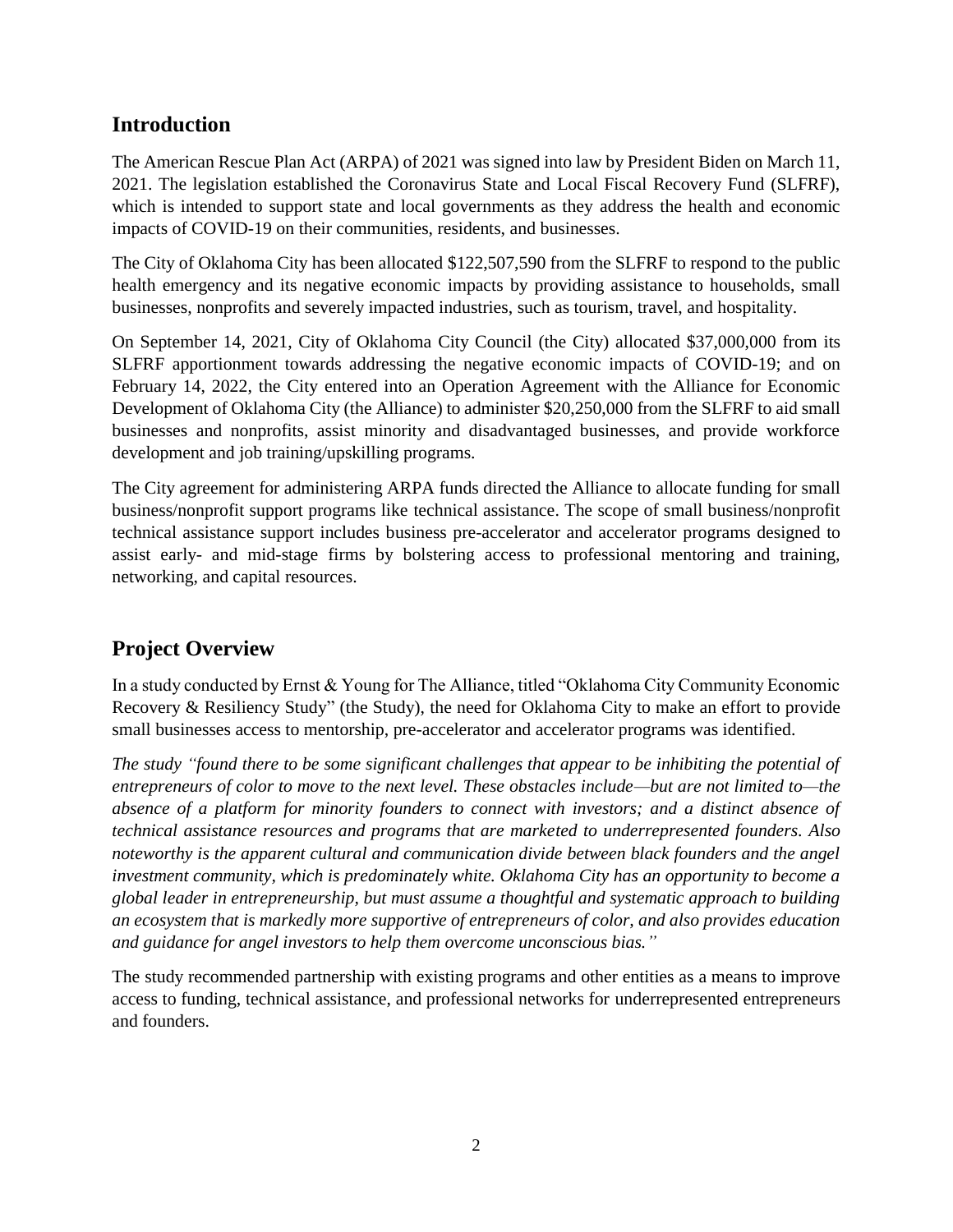## Introduction

The American Rescue Plan Act (ARPA) of 2021 was signed into law by President Biden on March 11, 2021. The legislation established the Coronavirus State and Local Fiscal Recovery Fund (SLFRF), which is intended to support state and local governments as they address the health and economic impacts of COVID-19 on their communities, residents, and businesses.

The City of Oklahoma City has been allocated $122,507,590 from the SLFRF to respond to the public health emergency and its negative economic impacts by providing assistance to households, small businesses, nonprofits and severely impacted industries, such as tourism, travel, and hospitality.

On September 14, 2021, City of Oklahoma City Council (the City) allocated $37,000,000 from its SLFRF apportionment towards addressing the negative economic impacts of COVID-19; and on February 14, 2022, the City entered into an Operation Agreement with the Alliance for Economic Development of Oklahoma City (the Alliance) to administer $20,250,000 from the SLFRF to aid small businesses and nonprofits, assist minority and disadvantaged businesses, and provide workforce development and job training/upskilling programs.

The City agreement for administering ARPA funds directed the Alliance to allocate funding for small business/nonprofit support programs like technical assistance. The scope of small business/nonprofit technical assistance support includes business pre-accelerator and accelerator programs designed to assist early- and mid-stage firms by bolstering access to professional mentoring and training, networking, and capital resources.

## Project Overview

In a study conducted by Ernst & Young for The Alliance, titled "Oklahoma City Community Economic Recovery & Resiliency Study" (the Study), the need for Oklahoma City to make an effort to provide small businesses access to mentorship, pre-accelerator and accelerator programs was identified.

*The study "found there to be some significant challenges that appear to be inhibiting the potential of entrepreneurs of color to move to the next level. These obstacles include—but are not limited to—the absence of a platform for minority founders to connect with investors; and a distinct absence of technical assistance resources and programs that are marketed to underrepresented founders. Also noteworthy is the apparent cultural and communication divide between black founders and the angel investment community, which is predominately white. Oklahoma City has an opportunity to become a global leader in entrepreneurship, but must assume a thoughtful and systematic approach to building an ecosystem that is markedly more supportive of entrepreneurs of color, and also provides education and guidance for angel investors to help them overcome unconscious bias."*

The study recommended partnership with existing programs and other entities as a means to improve access to funding, technical assistance, and professional networks for underrepresented entrepreneurs and founders.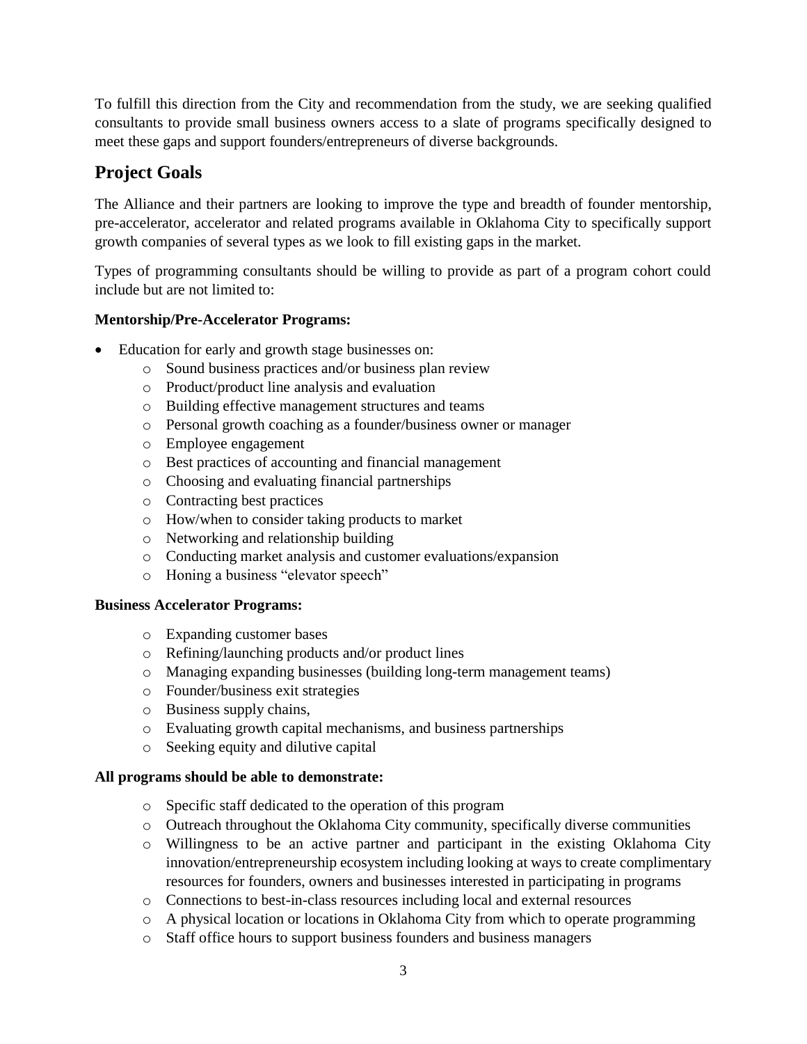To fulfill this direction from the City and recommendation from the study, we are seeking qualified consultants to provide small business owners access to a slate of programs specifically designed to meet these gaps and support founders/entrepreneurs of diverse backgrounds.

## Project Goals

The Alliance and their partners are looking to improve the type and breadth of founder mentorship, pre-accelerator, accelerator and related programs available in Oklahoma City to specifically support growth companies of several types as we look to fill existing gaps in the market.

Types of programming consultants should be willing to provide as part of a program cohort could include but are not limited to:

**Mentorship/Pre-Accelerator Programs:**

- Education for early and growth stage businesses on:
  - Sound business practices and/or business plan review
  - Product/product line analysis and evaluation
  - Building effective management structures and teams
  - Personal growth coaching as a founder/business owner or manager
  - Employee engagement
  - Best practices of accounting and financial management
  - Choosing and evaluating financial partnerships
  - Contracting best practices
  - How/when to consider taking products to market
  - Networking and relationship building
  - Conducting market analysis and customer evaluations/expansion
  - Honing a business "elevator speech"

**Business Accelerator Programs:**

- Expanding customer bases
- Refining/launching products and/or product lines
- Managing expanding businesses (building long-term management teams)
- Founder/business exit strategies
- Business supply chains,
- Evaluating growth capital mechanisms, and business partnerships
- Seeking equity and dilutive capital

**All programs should be able to demonstrate:**

- Specific staff dedicated to the operation of this program
- Outreach throughout the Oklahoma City community, specifically diverse communities
- Willingness to be an active partner and participant in the existing Oklahoma City innovation/entrepreneurship ecosystem including looking at ways to create complimentary resources for founders, owners and businesses interested in participating in programs
- Connections to best-in-class resources including local and external resources
- A physical location or locations in Oklahoma City from which to operate programming
- Staff office hours to support business founders and business managers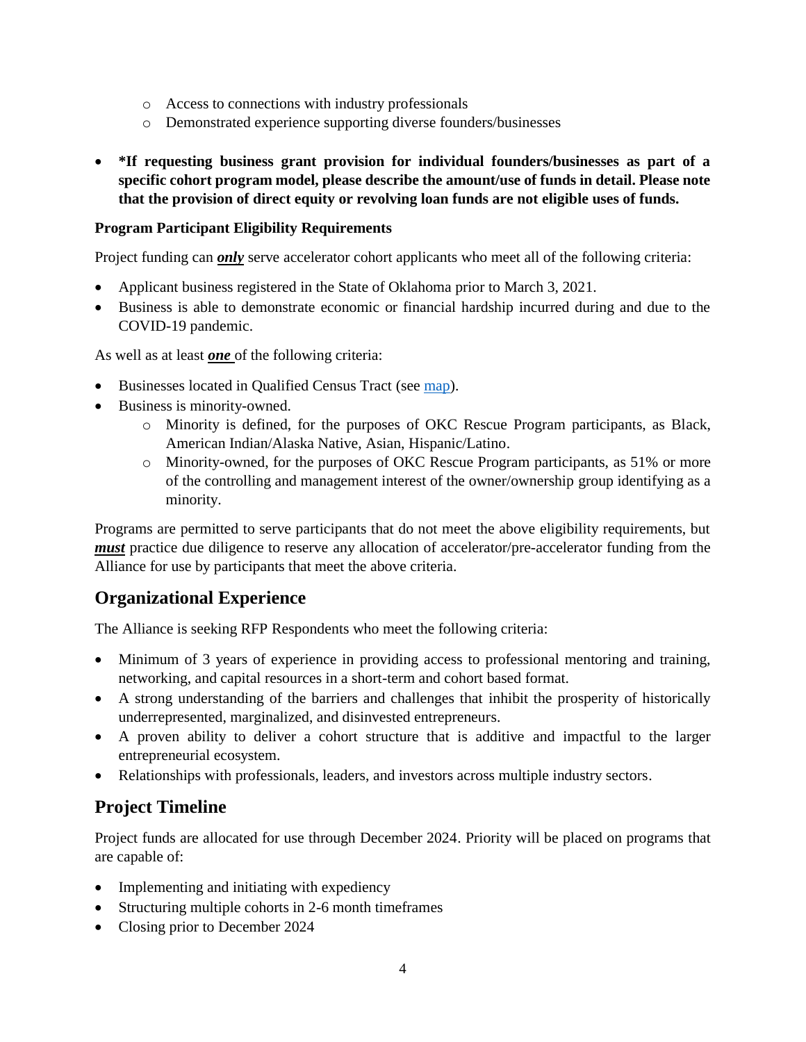- Access to connections with industry professionals
  - Demonstrated experience supporting diverse founders/businesses

- ***If requesting business grant provision for individual founders/businesses as part of a specific cohort program model, please describe the amount/use of funds in detail. Please note that the provision of direct equity or revolving loan funds are not eligible uses of funds.**

**Program Participant Eligibility Requirements**

Project funding can ***only*** serve accelerator cohort applicants who meet all of the following criteria:

- Applicant business registered in the State of Oklahoma prior to March 3, 2021.
- Business is able to demonstrate economic or financial hardship incurred during and due to the COVID-19 pandemic.

As well as at least ***one*** of the following criteria:

- Businesses located in Qualified Census Tract (see map).
- Business is minority-owned.
  - Minority is defined, for the purposes of OKC Rescue Program participants, as Black, American Indian/Alaska Native, Asian, Hispanic/Latino.
  - Minority-owned, for the purposes of OKC Rescue Program participants, as 51% or more of the controlling and management interest of the owner/ownership group identifying as a minority.

Programs are permitted to serve participants that do not meet the above eligibility requirements, but ***must*** practice due diligence to reserve any allocation of accelerator/pre-accelerator funding from the Alliance for use by participants that meet the above criteria.

## Organizational Experience

The Alliance is seeking RFP Respondents who meet the following criteria:

- Minimum of 3 years of experience in providing access to professional mentoring and training, networking, and capital resources in a short-term and cohort based format.
- A strong understanding of the barriers and challenges that inhibit the prosperity of historically underrepresented, marginalized, and disinvested entrepreneurs.
- A proven ability to deliver a cohort structure that is additive and impactful to the larger entrepreneurial ecosystem.
- Relationships with professionals, leaders, and investors across multiple industry sectors.

## Project Timeline

Project funds are allocated for use through December 2024. Priority will be placed on programs that are capable of:

- Implementing and initiating with expediency
- Structuring multiple cohorts in 2-6 month timeframes
- Closing prior to December 2024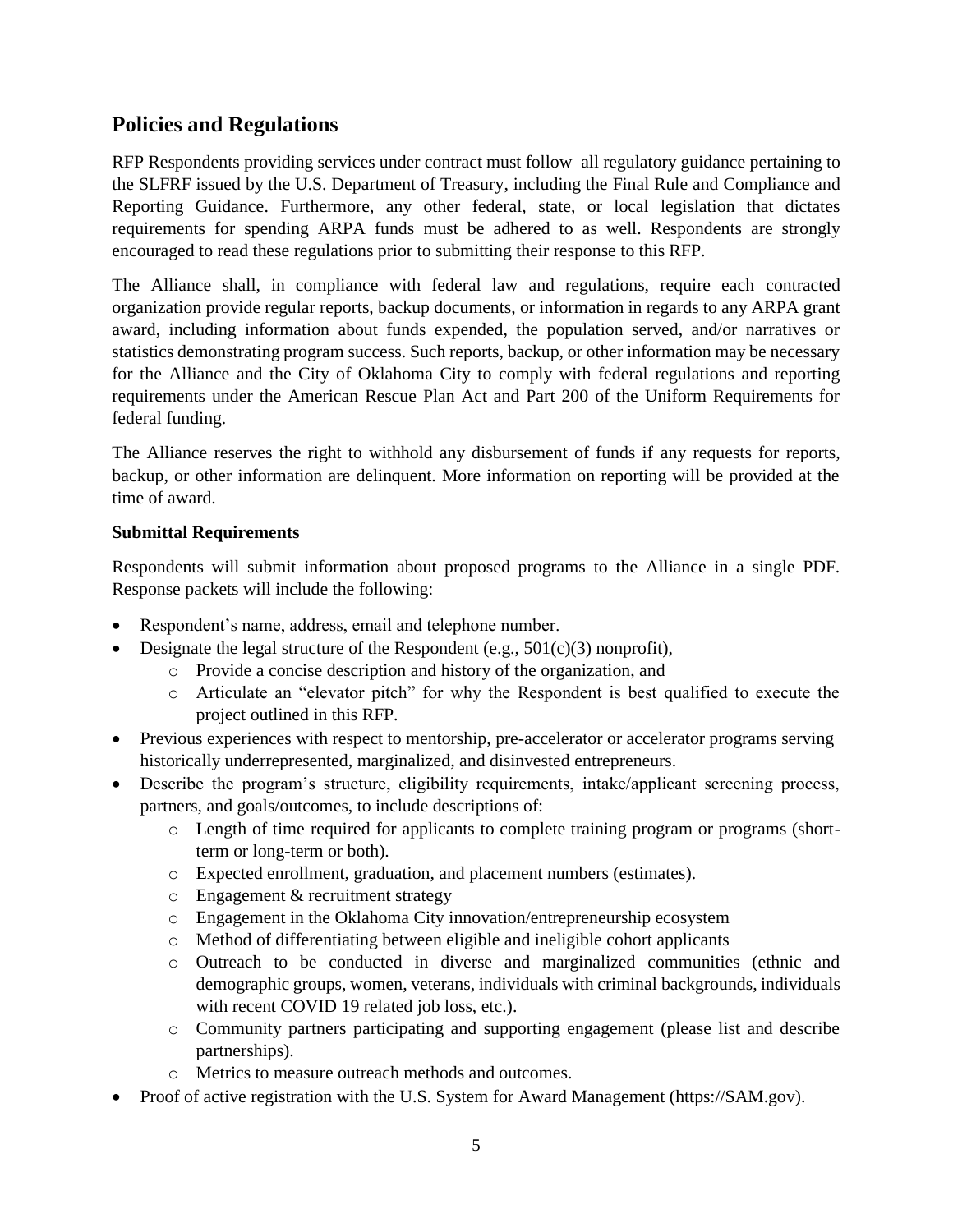## Policies and Regulations

RFP Respondents providing services under contract must follow all regulatory guidance pertaining to the SLFRF issued by the U.S. Department of Treasury, including the Final Rule and Compliance and Reporting Guidance. Furthermore, any other federal, state, or local legislation that dictates requirements for spending ARPA funds must be adhered to as well. Respondents are strongly encouraged to read these regulations prior to submitting their response to this RFP.

The Alliance shall, in compliance with federal law and regulations, require each contracted organization provide regular reports, backup documents, or information in regards to any ARPA grant award, including information about funds expended, the population served, and/or narratives or statistics demonstrating program success. Such reports, backup, or other information may be necessary for the Alliance and the City of Oklahoma City to comply with federal regulations and reporting requirements under the American Rescue Plan Act and Part 200 of the Uniform Requirements for federal funding.

The Alliance reserves the right to withhold any disbursement of funds if any requests for reports, backup, or other information are delinquent. More information on reporting will be provided at the time of award.

**Submittal Requirements**

Respondents will submit information about proposed programs to the Alliance in a single PDF. Response packets will include the following:

- Respondent's name, address, email and telephone number.
- Designate the legal structure of the Respondent (e.g., 501(c)(3) nonprofit),
  - Provide a concise description and history of the organization, and
  - Articulate an "elevator pitch" for why the Respondent is best qualified to execute the project outlined in this RFP.
- Previous experiences with respect to mentorship, pre-accelerator or accelerator programs serving historically underrepresented, marginalized, and disinvested entrepreneurs.
- Describe the program's structure, eligibility requirements, intake/applicant screening process, partners, and goals/outcomes, to include descriptions of:
  - Length of time required for applicants to complete training program or programs (short-term or long-term or both).
  - Expected enrollment, graduation, and placement numbers (estimates).
  - Engagement & recruitment strategy
  - Engagement in the Oklahoma City innovation/entrepreneurship ecosystem
  - Method of differentiating between eligible and ineligible cohort applicants
  - Outreach to be conducted in diverse and marginalized communities (ethnic and demographic groups, women, veterans, individuals with criminal backgrounds, individuals with recent COVID 19 related job loss, etc.).
  - Community partners participating and supporting engagement (please list and describe partnerships).
  - Metrics to measure outreach methods and outcomes.
- Proof of active registration with the U.S. System for Award Management (https://SAM.gov).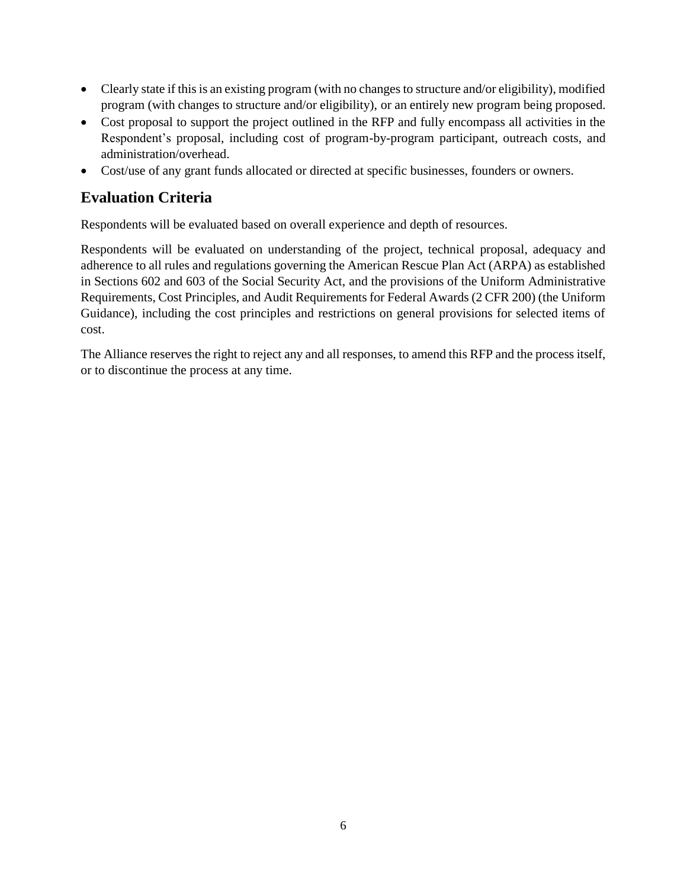- Clearly state if this is an existing program (with no changes to structure and/or eligibility), modified program (with changes to structure and/or eligibility), or an entirely new program being proposed.
- Cost proposal to support the project outlined in the RFP and fully encompass all activities in the Respondent's proposal, including cost of program-by-program participant, outreach costs, and administration/overhead.
- Cost/use of any grant funds allocated or directed at specific businesses, founders or owners.

## Evaluation Criteria

Respondents will be evaluated based on overall experience and depth of resources.

Respondents will be evaluated on understanding of the project, technical proposal, adequacy and adherence to all rules and regulations governing the American Rescue Plan Act (ARPA) as established in Sections 602 and 603 of the Social Security Act, and the provisions of the Uniform Administrative Requirements, Cost Principles, and Audit Requirements for Federal Awards (2 CFR 200) (the Uniform Guidance), including the cost principles and restrictions on general provisions for selected items of cost.

The Alliance reserves the right to reject any and all responses, to amend this RFP and the process itself, or to discontinue the process at any time.